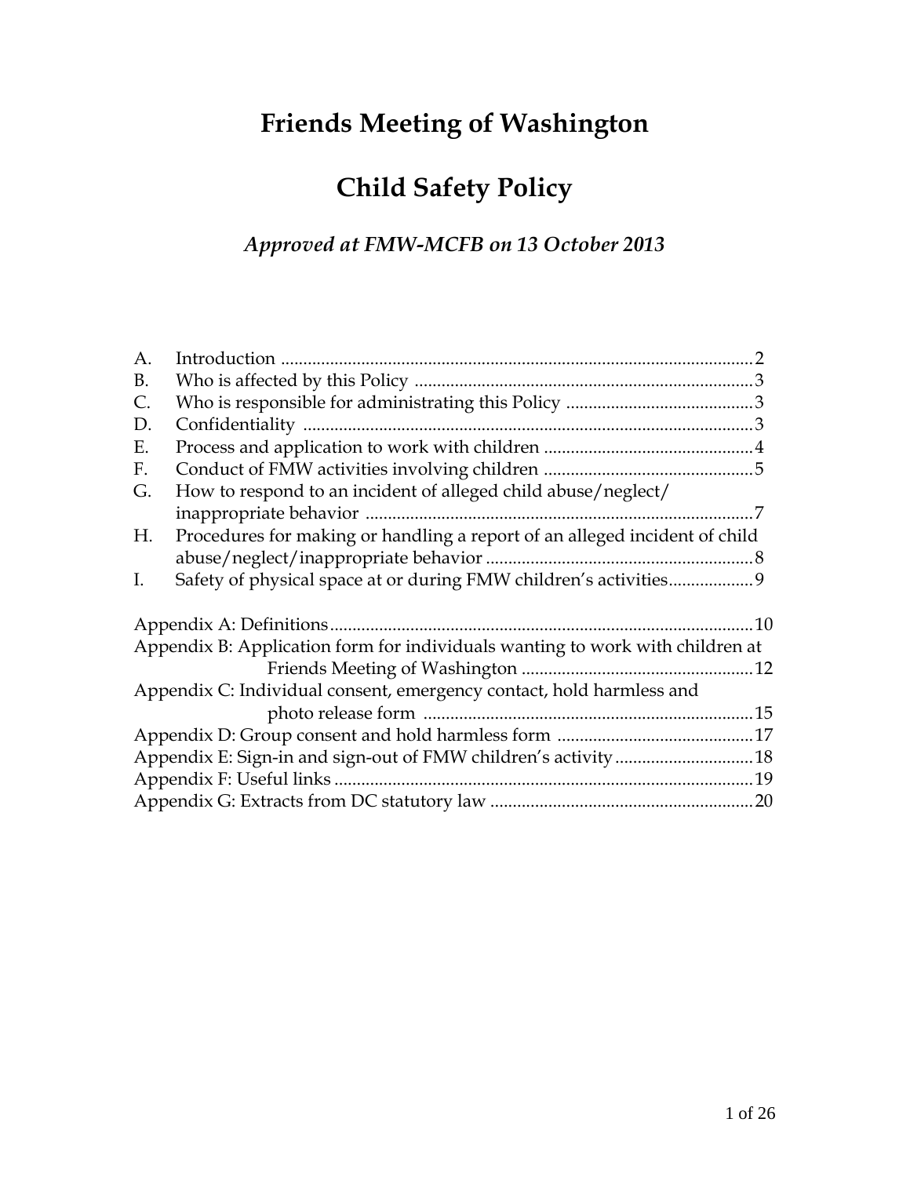# Friends Meeting of Washington

# Child Safety Policy

### *Approved at FMW-MCFB on 13 October 2013*

| | | |
|---|---|---|
| A. | Introduction | 2 |
| B. | Who is affected by this Policy | 3 |
| C. | Who is responsible for administrating this Policy | 3 |
| D. | Confidentiality | 3 |
| E. | Process and application to work with children | 4 |
| F. | Conduct of FMW activities involving children | 5 |
| G. | How to respond to an incident of alleged child abuse/neglect/ inappropriate behavior | 7 |
| H. | Procedures for making or handling a report of an alleged incident of child abuse/neglect/inappropriate behavior | 8 |
| I. | Safety of physical space at or during FMW children's activities | 9 |

| | |
|---|---|
| Appendix A: Definitions | 10 |
| Appendix B: Application form for individuals wanting to work with children at Friends Meeting of Washington | 12 |
| Appendix C: Individual consent, emergency contact, hold harmless and photo release form | 15 |
| Appendix D: Group consent and hold harmless form | 17 |
| Appendix E: Sign-in and sign-out of FMW children's activity | 18 |
| Appendix F: Useful links | 19 |
| Appendix G: Extracts from DC statutory law | 20 |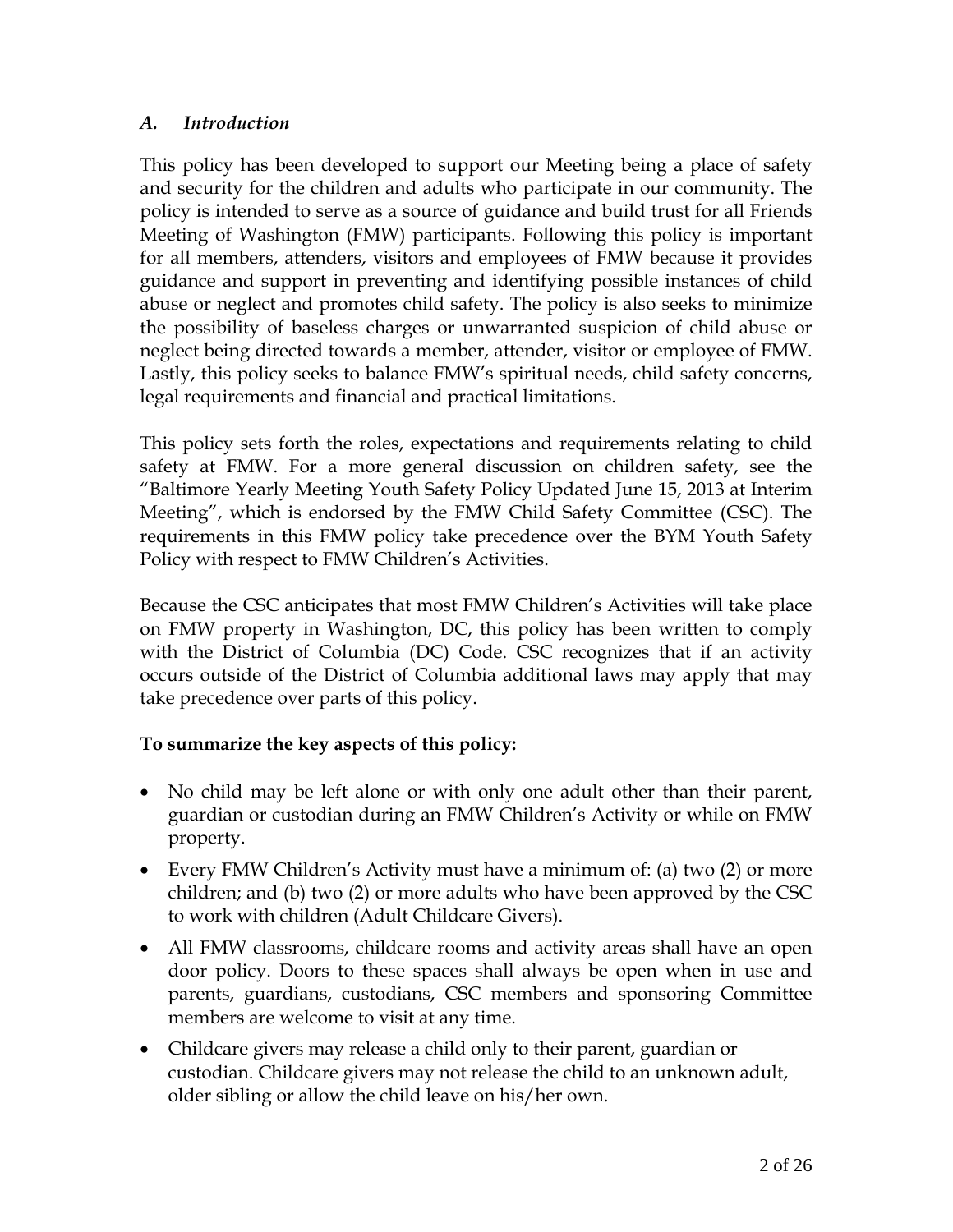### *A. Introduction*

This policy has been developed to support our Meeting being a place of safety and security for the children and adults who participate in our community. The policy is intended to serve as a source of guidance and build trust for all Friends Meeting of Washington (FMW) participants. Following this policy is important for all members, attenders, visitors and employees of FMW because it provides guidance and support in preventing and identifying possible instances of child abuse or neglect and promotes child safety. The policy is also seeks to minimize the possibility of baseless charges or unwarranted suspicion of child abuse or neglect being directed towards a member, attender, visitor or employee of FMW. Lastly, this policy seeks to balance FMW's spiritual needs, child safety concerns, legal requirements and financial and practical limitations.

This policy sets forth the roles, expectations and requirements relating to child safety at FMW. For a more general discussion on children safety, see the "Baltimore Yearly Meeting Youth Safety Policy Updated June 15, 2013 at Interim Meeting", which is endorsed by the FMW Child Safety Committee (CSC). The requirements in this FMW policy take precedence over the BYM Youth Safety Policy with respect to FMW Children's Activities.

Because the CSC anticipates that most FMW Children's Activities will take place on FMW property in Washington, DC, this policy has been written to comply with the District of Columbia (DC) Code. CSC recognizes that if an activity occurs outside of the District of Columbia additional laws may apply that may take precedence over parts of this policy.

**To summarize the key aspects of this policy:**

- No child may be left alone or with only one adult other than their parent, guardian or custodian during an FMW Children's Activity or while on FMW property.
- Every FMW Children's Activity must have a minimum of: (a) two (2) or more children; and (b) two (2) or more adults who have been approved by the CSC to work with children (Adult Childcare Givers).
- All FMW classrooms, childcare rooms and activity areas shall have an open door policy. Doors to these spaces shall always be open when in use and parents, guardians, custodians, CSC members and sponsoring Committee members are welcome to visit at any time.
- Childcare givers may release a child only to their parent, guardian or custodian. Childcare givers may not release the child to an unknown adult, older sibling or allow the child leave on his/her own.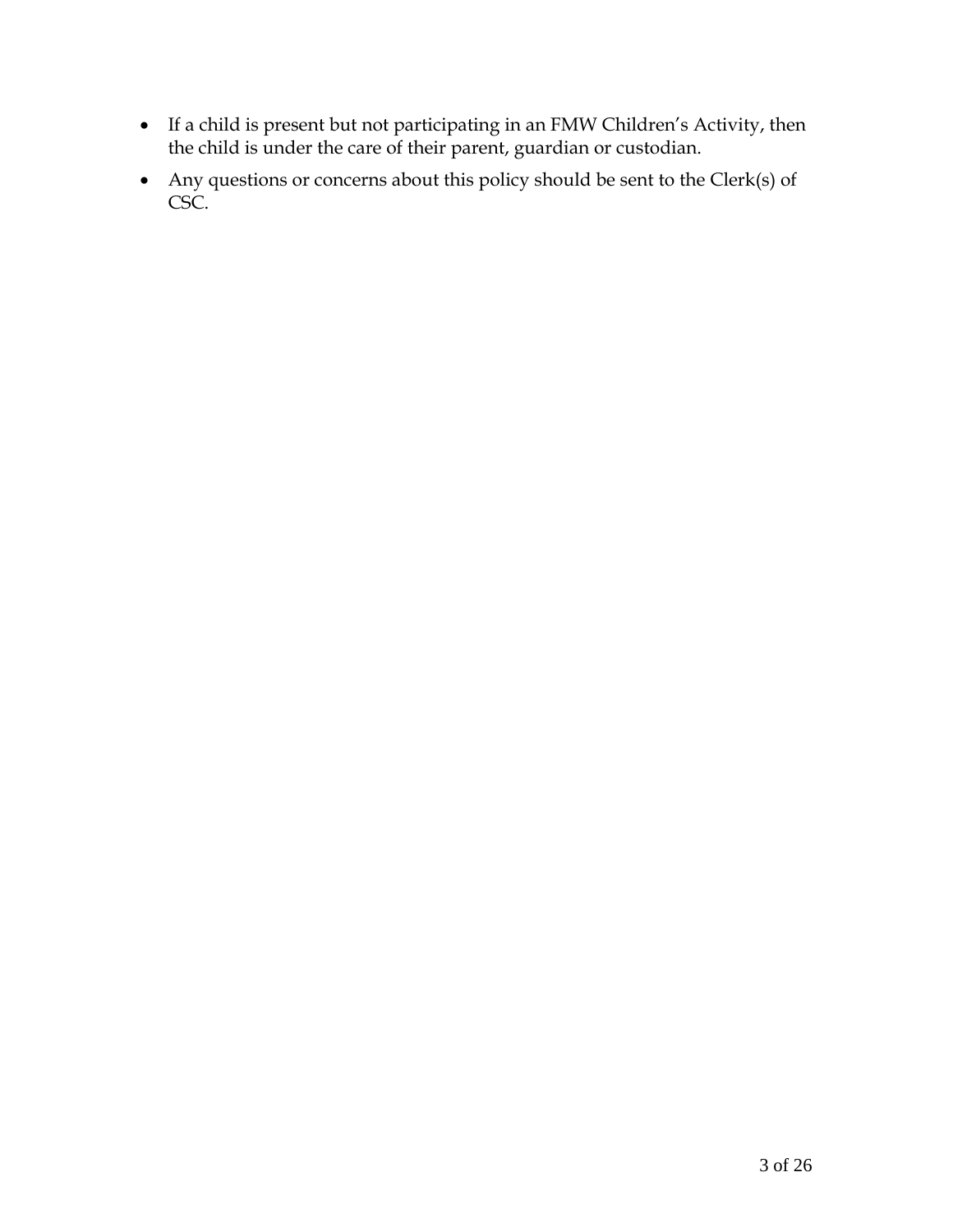- If a child is present but not participating in an FMW Children's Activity, then the child is under the care of their parent, guardian or custodian.
- Any questions or concerns about this policy should be sent to the Clerk(s) of CSC.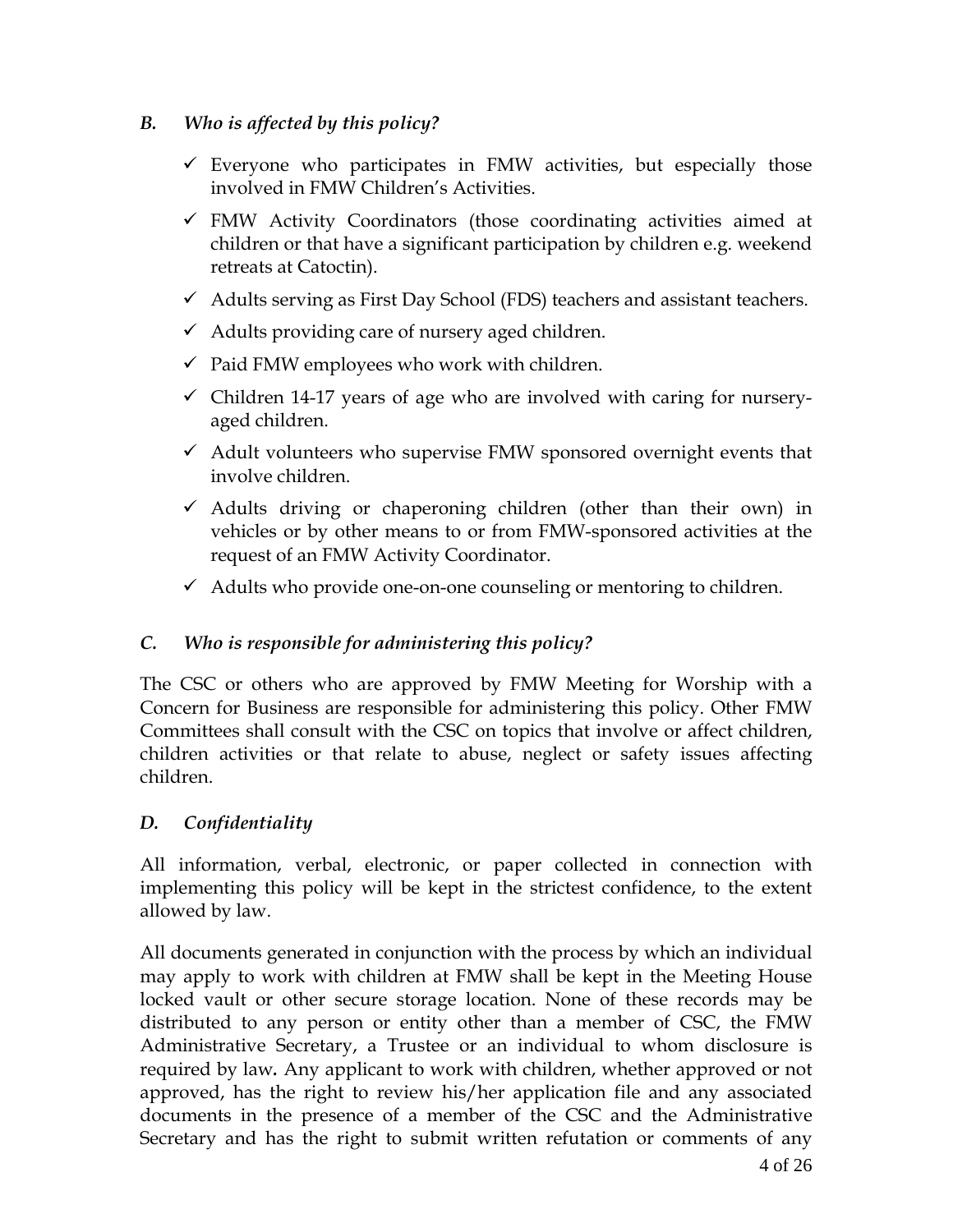### *B. Who is affected by this policy?*

- ✓ Everyone who participates in FMW activities, but especially those involved in FMW Children's Activities.
- ✓ FMW Activity Coordinators (those coordinating activities aimed at children or that have a significant participation by children e.g. weekend retreats at Catoctin).
- ✓ Adults serving as First Day School (FDS) teachers and assistant teachers.
- ✓ Adults providing care of nursery aged children.
- ✓ Paid FMW employees who work with children.
- ✓ Children 14-17 years of age who are involved with caring for nursery-aged children.
- ✓ Adult volunteers who supervise FMW sponsored overnight events that involve children.
- ✓ Adults driving or chaperoning children (other than their own) in vehicles or by other means to or from FMW-sponsored activities at the request of an FMW Activity Coordinator.
- ✓ Adults who provide one-on-one counseling or mentoring to children.

### *C. Who is responsible for administering this policy?*

The CSC or others who are approved by FMW Meeting for Worship with a Concern for Business are responsible for administering this policy. Other FMW Committees shall consult with the CSC on topics that involve or affect children, children activities or that relate to abuse, neglect or safety issues affecting children.

### *D. Confidentiality*

All information, verbal, electronic, or paper collected in connection with implementing this policy will be kept in the strictest confidence, to the extent allowed by law.

All documents generated in conjunction with the process by which an individual may apply to work with children at FMW shall be kept in the Meeting House locked vault or other secure storage location. None of these records may be distributed to any person or entity other than a member of CSC, the FMW Administrative Secretary, a Trustee or an individual to whom disclosure is required by law**.** Any applicant to work with children, whether approved or not approved, has the right to review his/her application file and any associated documents in the presence of a member of the CSC and the Administrative Secretary and has the right to submit written refutation or comments of any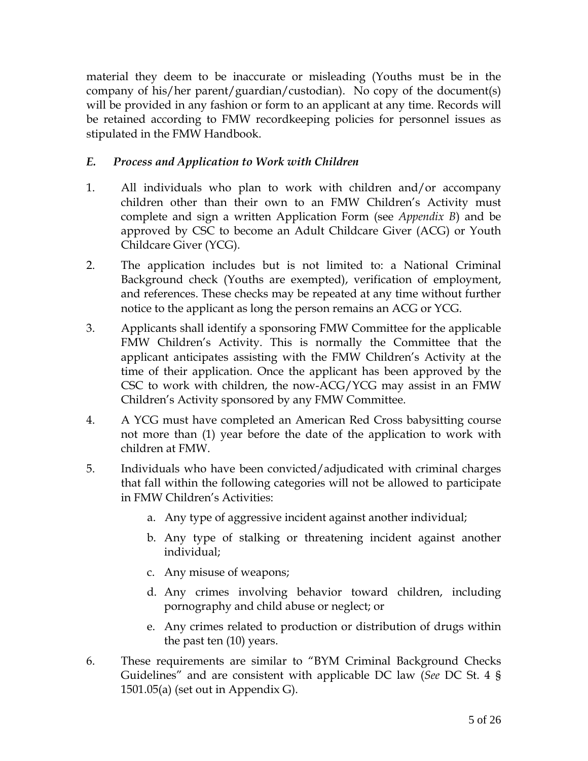material they deem to be inaccurate or misleading (Youths must be in the company of his/her parent/guardian/custodian). No copy of the document(s) will be provided in any fashion or form to an applicant at any time. Records will be retained according to FMW recordkeeping policies for personnel issues as stipulated in the FMW Handbook.

### *E. Process and Application to Work with Children*

1. All individuals who plan to work with children and/or accompany children other than their own to an FMW Children's Activity must complete and sign a written Application Form (see *Appendix B*) and be approved by CSC to become an Adult Childcare Giver (ACG) or Youth Childcare Giver (YCG).

2. The application includes but is not limited to: a National Criminal Background check (Youths are exempted), verification of employment, and references. These checks may be repeated at any time without further notice to the applicant as long the person remains an ACG or YCG.

3. Applicants shall identify a sponsoring FMW Committee for the applicable FMW Children's Activity. This is normally the Committee that the applicant anticipates assisting with the FMW Children's Activity at the time of their application. Once the applicant has been approved by the CSC to work with children, the now-ACG/YCG may assist in an FMW Children's Activity sponsored by any FMW Committee.

4. A YCG must have completed an American Red Cross babysitting course not more than (1) year before the date of the application to work with children at FMW.

5. Individuals who have been convicted/adjudicated with criminal charges that fall within the following categories will not be allowed to participate in FMW Children's Activities:

   a. Any type of aggressive incident against another individual;

   b. Any type of stalking or threatening incident against another individual;

   c. Any misuse of weapons;

   d. Any crimes involving behavior toward children, including pornography and child abuse or neglect; or

   e. Any crimes related to production or distribution of drugs within the past ten (10) years.

6. These requirements are similar to "BYM Criminal Background Checks Guidelines" and are consistent with applicable DC law (*See* DC St. 4 § 1501.05(a) (set out in Appendix G).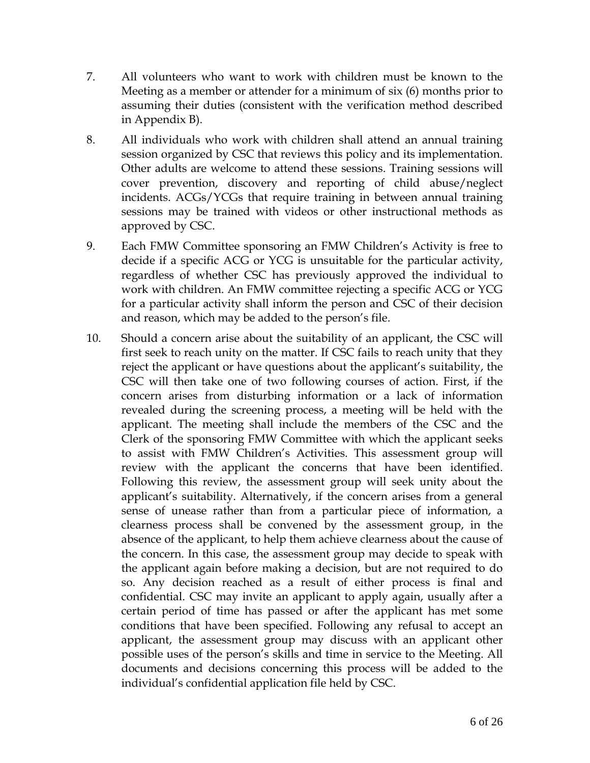7. All volunteers who want to work with children must be known to the Meeting as a member or attender for a minimum of six (6) months prior to assuming their duties (consistent with the verification method described in Appendix B).

8. All individuals who work with children shall attend an annual training session organized by CSC that reviews this policy and its implementation. Other adults are welcome to attend these sessions. Training sessions will cover prevention, discovery and reporting of child abuse/neglect incidents. ACGs/YCGs that require training in between annual training sessions may be trained with videos or other instructional methods as approved by CSC.

9. Each FMW Committee sponsoring an FMW Children's Activity is free to decide if a specific ACG or YCG is unsuitable for the particular activity, regardless of whether CSC has previously approved the individual to work with children. An FMW committee rejecting a specific ACG or YCG for a particular activity shall inform the person and CSC of their decision and reason, which may be added to the person's file.

10. Should a concern arise about the suitability of an applicant, the CSC will first seek to reach unity on the matter. If CSC fails to reach unity that they reject the applicant or have questions about the applicant's suitability, the CSC will then take one of two following courses of action. First, if the concern arises from disturbing information or a lack of information revealed during the screening process, a meeting will be held with the applicant. The meeting shall include the members of the CSC and the Clerk of the sponsoring FMW Committee with which the applicant seeks to assist with FMW Children's Activities. This assessment group will review with the applicant the concerns that have been identified. Following this review, the assessment group will seek unity about the applicant's suitability. Alternatively, if the concern arises from a general sense of unease rather than from a particular piece of information, a clearness process shall be convened by the assessment group, in the absence of the applicant, to help them achieve clearness about the cause of the concern. In this case, the assessment group may decide to speak with the applicant again before making a decision, but are not required to do so. Any decision reached as a result of either process is final and confidential. CSC may invite an applicant to apply again, usually after a certain period of time has passed or after the applicant has met some conditions that have been specified. Following any refusal to accept an applicant, the assessment group may discuss with an applicant other possible uses of the person's skills and time in service to the Meeting. All documents and decisions concerning this process will be added to the individual's confidential application file held by CSC.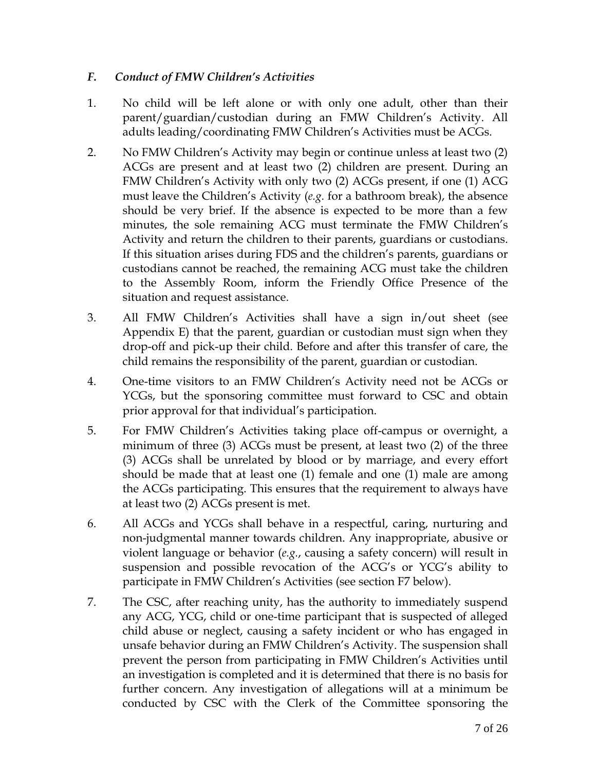### *F. Conduct of FMW Children's Activities*

1. No child will be left alone or with only one adult, other than their parent/guardian/custodian during an FMW Children's Activity. All adults leading/coordinating FMW Children's Activities must be ACGs.

2. No FMW Children's Activity may begin or continue unless at least two (2) ACGs are present and at least two (2) children are present. During an FMW Children's Activity with only two (2) ACGs present, if one (1) ACG must leave the Children's Activity (*e.g.* for a bathroom break), the absence should be very brief. If the absence is expected to be more than a few minutes, the sole remaining ACG must terminate the FMW Children's Activity and return the children to their parents, guardians or custodians. If this situation arises during FDS and the children's parents, guardians or custodians cannot be reached, the remaining ACG must take the children to the Assembly Room, inform the Friendly Office Presence of the situation and request assistance.

3. All FMW Children's Activities shall have a sign in/out sheet (see Appendix E) that the parent, guardian or custodian must sign when they drop-off and pick-up their child. Before and after this transfer of care, the child remains the responsibility of the parent, guardian or custodian.

4. One-time visitors to an FMW Children's Activity need not be ACGs or YCGs, but the sponsoring committee must forward to CSC and obtain prior approval for that individual's participation.

5. For FMW Children's Activities taking place off-campus or overnight, a minimum of three (3) ACGs must be present, at least two (2) of the three (3) ACGs shall be unrelated by blood or by marriage, and every effort should be made that at least one (1) female and one (1) male are among the ACGs participating. This ensures that the requirement to always have at least two (2) ACGs present is met.

6. All ACGs and YCGs shall behave in a respectful, caring, nurturing and non-judgmental manner towards children. Any inappropriate, abusive or violent language or behavior (*e.g.*, causing a safety concern) will result in suspension and possible revocation of the ACG's or YCG's ability to participate in FMW Children's Activities (see section F7 below).

7. The CSC, after reaching unity, has the authority to immediately suspend any ACG, YCG, child or one-time participant that is suspected of alleged child abuse or neglect, causing a safety incident or who has engaged in unsafe behavior during an FMW Children's Activity. The suspension shall prevent the person from participating in FMW Children's Activities until an investigation is completed and it is determined that there is no basis for further concern. Any investigation of allegations will at a minimum be conducted by CSC with the Clerk of the Committee sponsoring the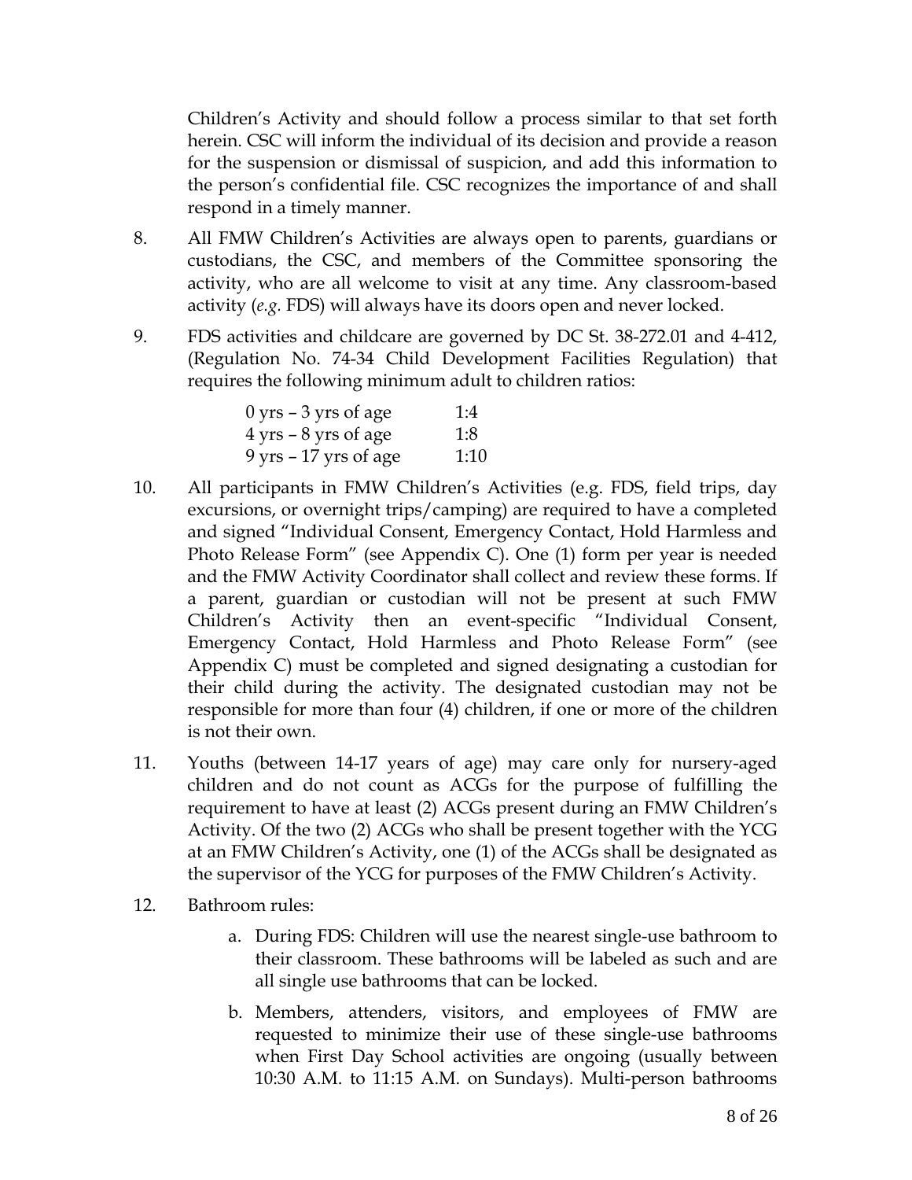Children's Activity and should follow a process similar to that set forth herein. CSC will inform the individual of its decision and provide a reason for the suspension or dismissal of suspicion, and add this information to the person's confidential file. CSC recognizes the importance of and shall respond in a timely manner.

8. All FMW Children's Activities are always open to parents, guardians or custodians, the CSC, and members of the Committee sponsoring the activity, who are all welcome to visit at any time. Any classroom-based activity (*e.g.* FDS) will always have its doors open and never locked.

9. FDS activities and childcare are governed by DC St. 38-272.01 and 4-412, (Regulation No. 74-34 Child Development Facilities Regulation) that requires the following minimum adult to children ratios:

| | |
|---|---|
| 0 yrs – 3 yrs of age | 1:4 |
| 4 yrs – 8 yrs of age | 1:8 |
| 9 yrs – 17 yrs of age | 1:10 |

10. All participants in FMW Children's Activities (e.g. FDS, field trips, day excursions, or overnight trips/camping) are required to have a completed and signed "Individual Consent, Emergency Contact, Hold Harmless and Photo Release Form" (see Appendix C). One (1) form per year is needed and the FMW Activity Coordinator shall collect and review these forms. If a parent, guardian or custodian will not be present at such FMW Children's Activity then an event-specific "Individual Consent, Emergency Contact, Hold Harmless and Photo Release Form" (see Appendix C) must be completed and signed designating a custodian for their child during the activity. The designated custodian may not be responsible for more than four (4) children, if one or more of the children is not their own.

11. Youths (between 14-17 years of age) may care only for nursery-aged children and do not count as ACGs for the purpose of fulfilling the requirement to have at least (2) ACGs present during an FMW Children's Activity. Of the two (2) ACGs who shall be present together with the YCG at an FMW Children's Activity, one (1) of the ACGs shall be designated as the supervisor of the YCG for purposes of the FMW Children's Activity.

12. Bathroom rules:

    a. During FDS: Children will use the nearest single-use bathroom to their classroom. These bathrooms will be labeled as such and are all single use bathrooms that can be locked.

    b. Members, attenders, visitors, and employees of FMW are requested to minimize their use of these single-use bathrooms when First Day School activities are ongoing (usually between 10:30 A.M. to 11:15 A.M. on Sundays). Multi-person bathrooms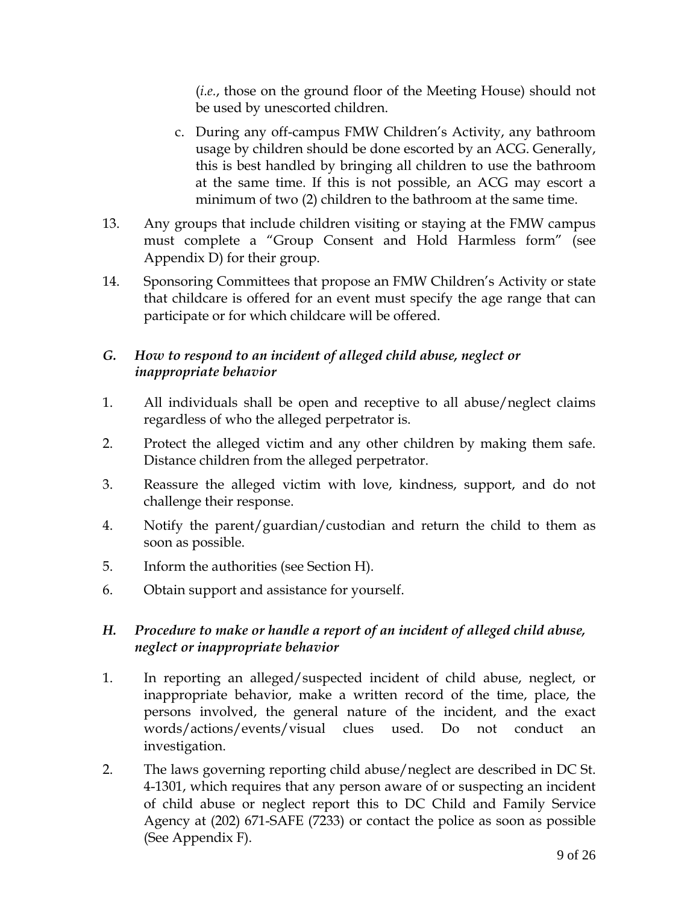(*i.e.*, those on the ground floor of the Meeting House) should not be used by unescorted children.

c. During any off-campus FMW Children's Activity, any bathroom usage by children should be done escorted by an ACG. Generally, this is best handled by bringing all children to use the bathroom at the same time. If this is not possible, an ACG may escort a minimum of two (2) children to the bathroom at the same time.

13. Any groups that include children visiting or staying at the FMW campus must complete a "Group Consent and Hold Harmless form" (see Appendix D) for their group.

14. Sponsoring Committees that propose an FMW Children's Activity or state that childcare is offered for an event must specify the age range that can participate or for which childcare will be offered.

### *G. How to respond to an incident of alleged child abuse, neglect or inappropriate behavior*

1. All individuals shall be open and receptive to all abuse/neglect claims regardless of who the alleged perpetrator is.
2. Protect the alleged victim and any other children by making them safe. Distance children from the alleged perpetrator.
3. Reassure the alleged victim with love, kindness, support, and do not challenge their response.
4. Notify the parent/guardian/custodian and return the child to them as soon as possible.
5. Inform the authorities (see Section H).
6. Obtain support and assistance for yourself.

### *H. Procedure to make or handle a report of an incident of alleged child abuse, neglect or inappropriate behavior*

1. In reporting an alleged/suspected incident of child abuse, neglect, or inappropriate behavior, make a written record of the time, place, the persons involved, the general nature of the incident, and the exact words/actions/events/visual clues used. Do not conduct an investigation.
2. The laws governing reporting child abuse/neglect are described in DC St. 4-1301, which requires that any person aware of or suspecting an incident of child abuse or neglect report this to DC Child and Family Service Agency at (202) 671-SAFE (7233) or contact the police as soon as possible (See Appendix F).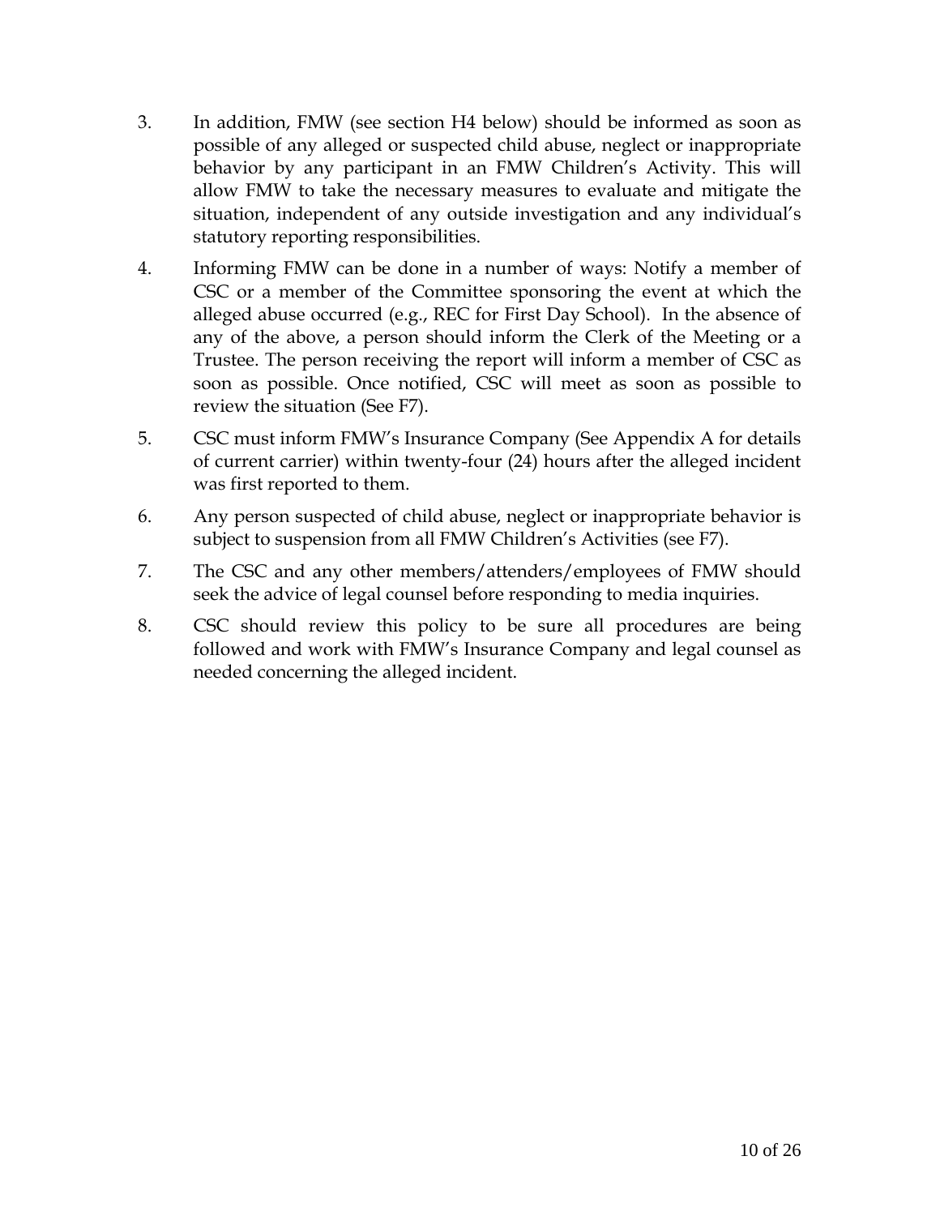3. In addition, FMW (see section H4 below) should be informed as soon as possible of any alleged or suspected child abuse, neglect or inappropriate behavior by any participant in an FMW Children's Activity. This will allow FMW to take the necessary measures to evaluate and mitigate the situation, independent of any outside investigation and any individual's statutory reporting responsibilities.

4. Informing FMW can be done in a number of ways: Notify a member of CSC or a member of the Committee sponsoring the event at which the alleged abuse occurred (e.g., REC for First Day School). In the absence of any of the above, a person should inform the Clerk of the Meeting or a Trustee. The person receiving the report will inform a member of CSC as soon as possible. Once notified, CSC will meet as soon as possible to review the situation (See F7).

5. CSC must inform FMW's Insurance Company (See Appendix A for details of current carrier) within twenty-four (24) hours after the alleged incident was first reported to them.

6. Any person suspected of child abuse, neglect or inappropriate behavior is subject to suspension from all FMW Children's Activities (see F7).

7. The CSC and any other members/attenders/employees of FMW should seek the advice of legal counsel before responding to media inquiries.

8. CSC should review this policy to be sure all procedures are being followed and work with FMW's Insurance Company and legal counsel as needed concerning the alleged incident.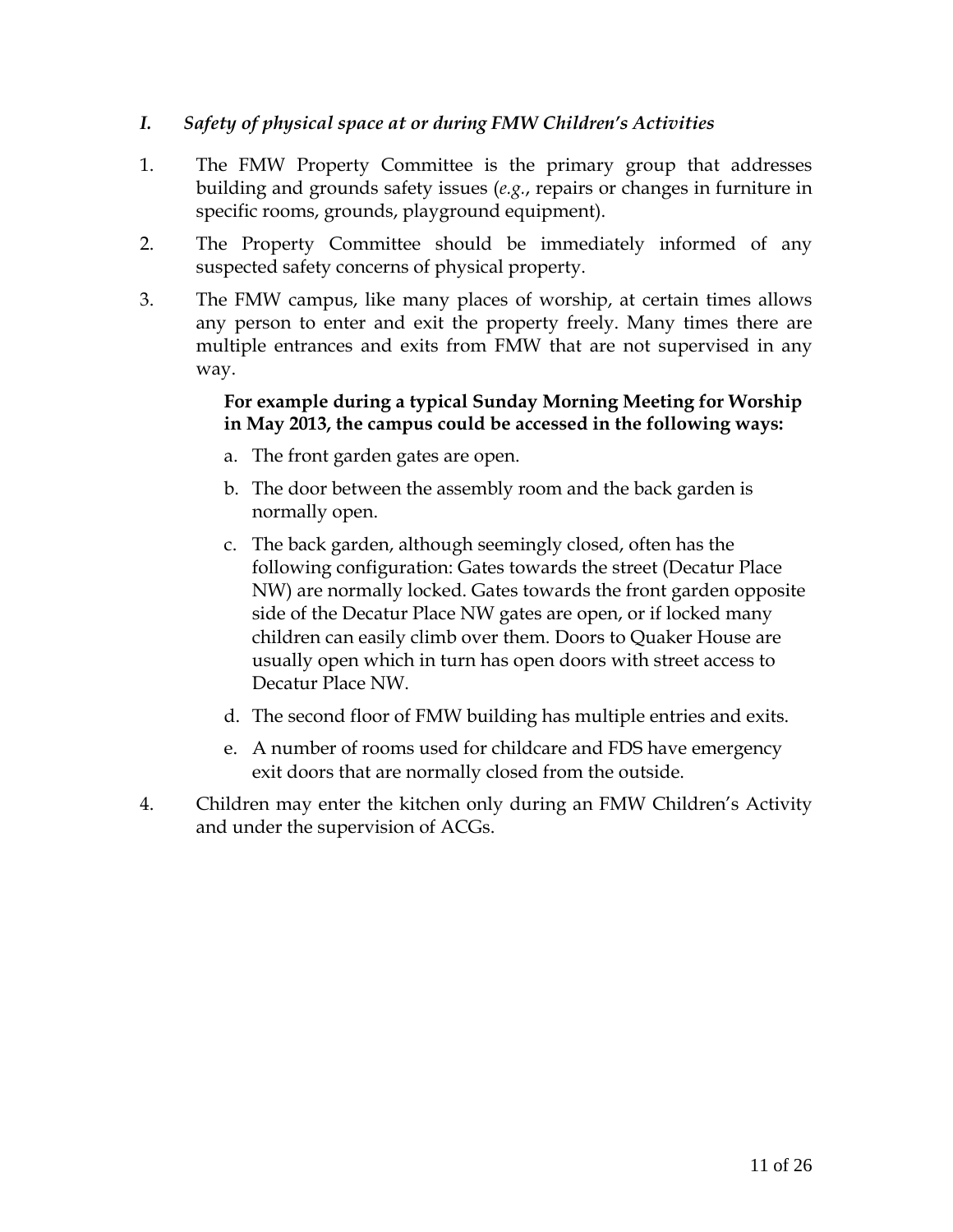### *I. Safety of physical space at or during FMW Children's Activities*

1. The FMW Property Committee is the primary group that addresses building and grounds safety issues (*e.g.*, repairs or changes in furniture in specific rooms, grounds, playground equipment).

2. The Property Committee should be immediately informed of any suspected safety concerns of physical property.

3. The FMW campus, like many places of worship, at certain times allows any person to enter and exit the property freely. Many times there are multiple entrances and exits from FMW that are not supervised in any way.

   **For example during a typical Sunday Morning Meeting for Worship in May 2013, the campus could be accessed in the following ways:**

   a. The front garden gates are open.

   b. The door between the assembly room and the back garden is normally open.

   c. The back garden, although seemingly closed, often has the following configuration: Gates towards the street (Decatur Place NW) are normally locked. Gates towards the front garden opposite side of the Decatur Place NW gates are open, or if locked many children can easily climb over them. Doors to Quaker House are usually open which in turn has open doors with street access to Decatur Place NW.

   d. The second floor of FMW building has multiple entries and exits.

   e. A number of rooms used for childcare and FDS have emergency exit doors that are normally closed from the outside.

4. Children may enter the kitchen only during an FMW Children's Activity and under the supervision of ACGs.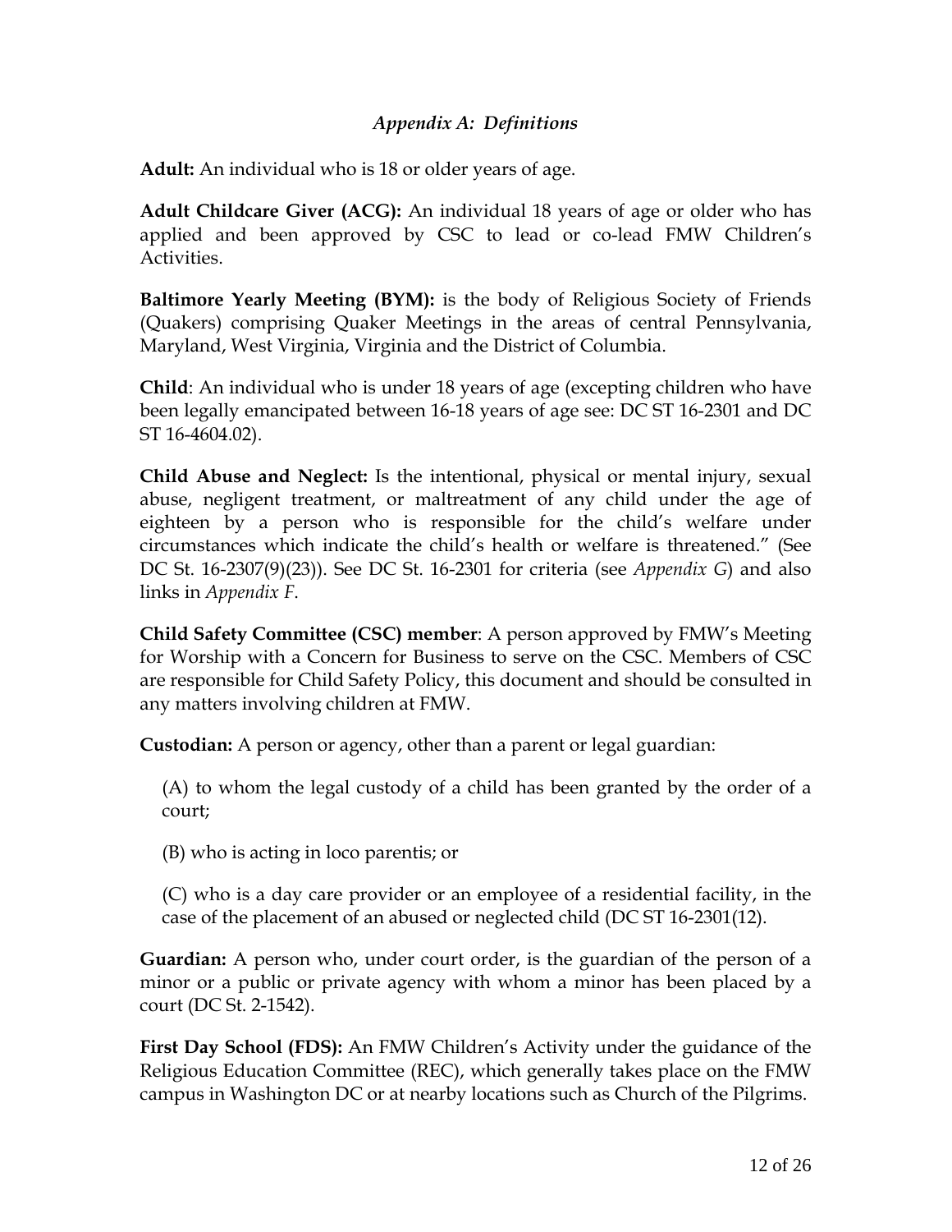## *Appendix A: Definitions*

**Adult:** An individual who is 18 or older years of age.

**Adult Childcare Giver (ACG):** An individual 18 years of age or older who has applied and been approved by CSC to lead or co-lead FMW Children's Activities.

**Baltimore Yearly Meeting (BYM):** is the body of Religious Society of Friends (Quakers) comprising Quaker Meetings in the areas of central Pennsylvania, Maryland, West Virginia, Virginia and the District of Columbia.

**Child**: An individual who is under 18 years of age (excepting children who have been legally emancipated between 16-18 years of age see: DC ST 16-2301 and DC ST 16-4604.02).

**Child Abuse and Neglect:** Is the intentional, physical or mental injury, sexual abuse, negligent treatment, or maltreatment of any child under the age of eighteen by a person who is responsible for the child's welfare under circumstances which indicate the child's health or welfare is threatened." (See DC St. 16-2307(9)(23)). See DC St. 16-2301 for criteria (see *Appendix G*) and also links in *Appendix F*.

**Child Safety Committee (CSC) member**: A person approved by FMW's Meeting for Worship with a Concern for Business to serve on the CSC. Members of CSC are responsible for Child Safety Policy, this document and should be consulted in any matters involving children at FMW.

**Custodian:** A person or agency, other than a parent or legal guardian:

(A) to whom the legal custody of a child has been granted by the order of a court;

(B) who is acting in loco parentis; or

(C) who is a day care provider or an employee of a residential facility, in the case of the placement of an abused or neglected child (DC ST 16-2301(12).

**Guardian:** A person who, under court order, is the guardian of the person of a minor or a public or private agency with whom a minor has been placed by a court (DC St. 2-1542).

**First Day School (FDS):** An FMW Children's Activity under the guidance of the Religious Education Committee (REC), which generally takes place on the FMW campus in Washington DC or at nearby locations such as Church of the Pilgrims.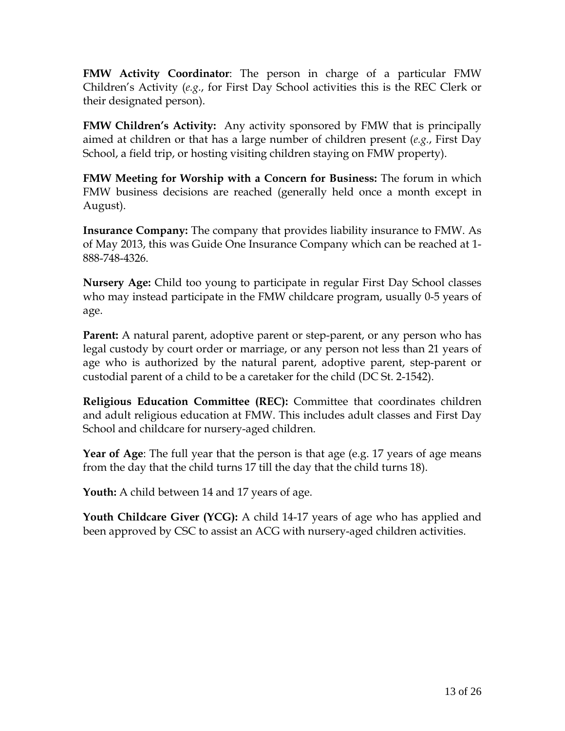**FMW Activity Coordinator**: The person in charge of a particular FMW Children's Activity (*e.g.*, for First Day School activities this is the REC Clerk or their designated person).

**FMW Children's Activity:** Any activity sponsored by FMW that is principally aimed at children or that has a large number of children present (*e.g.*, First Day School, a field trip, or hosting visiting children staying on FMW property).

**FMW Meeting for Worship with a Concern for Business:** The forum in which FMW business decisions are reached (generally held once a month except in August).

**Insurance Company:** The company that provides liability insurance to FMW. As of May 2013, this was Guide One Insurance Company which can be reached at 1-888-748-4326.

**Nursery Age:** Child too young to participate in regular First Day School classes who may instead participate in the FMW childcare program, usually 0-5 years of age.

**Parent:** A natural parent, adoptive parent or step-parent, or any person who has legal custody by court order or marriage, or any person not less than 21 years of age who is authorized by the natural parent, adoptive parent, step-parent or custodial parent of a child to be a caretaker for the child (DC St. 2-1542).

**Religious Education Committee (REC):** Committee that coordinates children and adult religious education at FMW. This includes adult classes and First Day School and childcare for nursery-aged children.

**Year of Age**: The full year that the person is that age (e.g. 17 years of age means from the day that the child turns 17 till the day that the child turns 18).

**Youth:** A child between 14 and 17 years of age.

**Youth Childcare Giver (YCG):** A child 14-17 years of age who has applied and been approved by CSC to assist an ACG with nursery-aged children activities.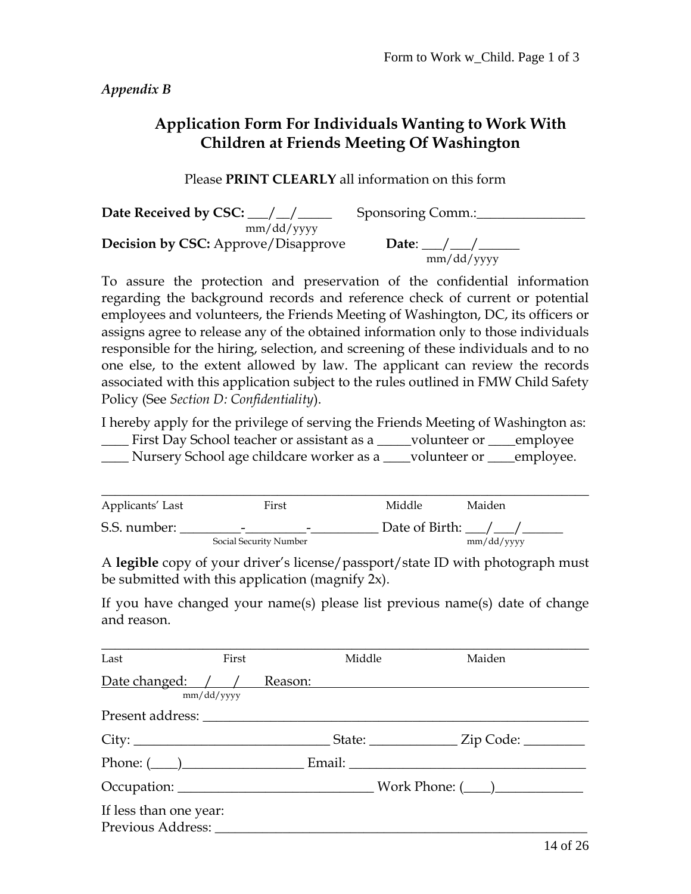*Appendix B*

# Application Form For Individuals Wanting to Work With Children at Friends Meeting Of Washington

Please **PRINT CLEARLY** all information on this form

**Date Received by CSC:** ___/__/_____ Sponsoring Comm.:________________
mm/dd/yyyy

**Decision by CSC:** Approve/Disapprove **Date**: ___/___/______
mm/dd/yyyy

To assure the protection and preservation of the confidential information regarding the background records and reference check of current or potential employees and volunteers, the Friends Meeting of Washington, DC, its officers or assigns agree to release any of the obtained information only to those individuals responsible for the hiring, selection, and screening of these individuals and to no one else, to the extent allowed by law. The applicant can review the records associated with this application subject to the rules outlined in FMW Child Safety Policy (See *Section D: Confidentiality*).

I hereby apply for the privilege of serving the Friends Meeting of Washington as:
____ First Day School teacher or assistant as a _____volunteer or ____employee
____ Nursery School age childcare worker as a ____volunteer or ____employee.

_______________________________________________________________________
Applicants' Last First Middle Maiden

S.S. number: _________-_________-__________ Date of Birth: ___/___/______
Social Security Number mm/dd/yyyy

A **legible** copy of your driver's license/passport/state ID with photograph must be submitted with this application (magnify 2x).

If you have changed your name(s) please list previous name(s) date of change and reason.

_______________________________________________________________________
Last First Middle Maiden

Date changed: / / Reason: ________________________________________
mm/dd/yyyy

Present address: ______________________________________________________

City: _____________________________ State: _____________ Zip Code: _________

Phone: (____)_________________ Email: ___________________________________

Occupation: ____________________________ Work Phone: (____)_____________

If less than one year:
Previous Address: _____________________________________________________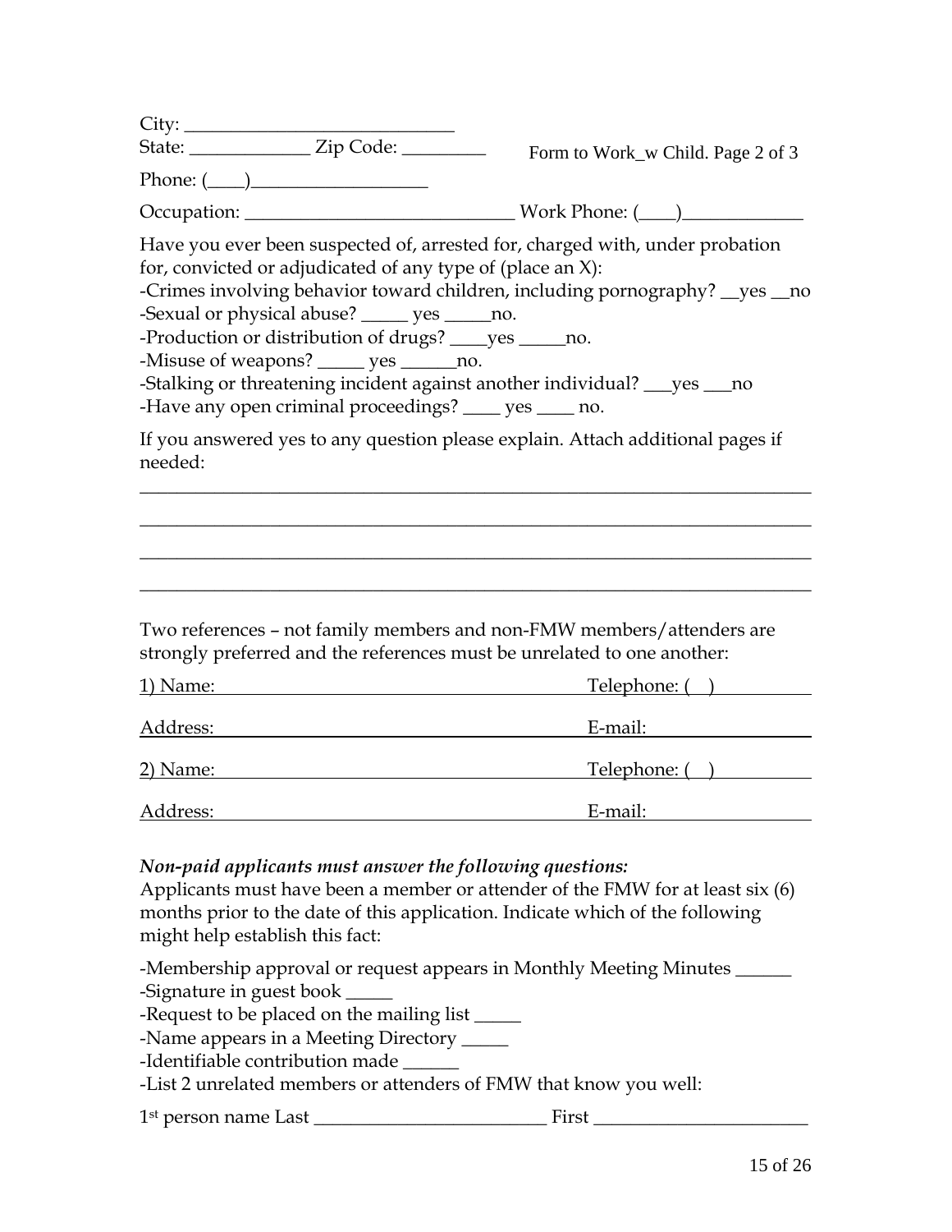City: ____________________________

State: _____________ Zip Code: _________

Form to Work_w Child. Page 2 of 3

Phone: (____)___________________

Occupation: _____________________________ Work Phone: (____)_____________

Have you ever been suspected of, arrested for, charged with, under probation for, convicted or adjudicated of any type of (place an X):

-Crimes involving behavior toward children, including pornography? __yes __no
-Sexual or physical abuse? _____ yes _____no.
-Production or distribution of drugs? ____yes _____no.
-Misuse of weapons? _____ yes ______no.
-Stalking or threatening incident against another individual? ___yes ___no
-Have any open criminal proceedings? ____ yes ____ no.

If you answered yes to any question please explain. Attach additional pages if needed:

_______________________________________________________________________

_______________________________________________________________________

_______________________________________________________________________

_______________________________________________________________________

Two references – not family members and non-FMW members/attenders are strongly preferred and the references must be unrelated to one another:

1) Name: ________________________________________ Telephone: ( )__________

Address: ________________________________________ E-mail: ________________

2) Name: ________________________________________ Telephone: ( )__________

Address: ________________________________________ E-mail: ________________

***Non-paid applicants must answer the following questions:***

Applicants must have been a member or attender of the FMW for at least six (6) months prior to the date of this application. Indicate which of the following might help establish this fact:

-Membership approval or request appears in Monthly Meeting Minutes ______
-Signature in guest book _____
-Request to be placed on the mailing list _____
-Name appears in a Meeting Directory _____
-Identifiable contribution made ______
-List 2 unrelated members or attenders of FMW that know you well:

1st person name Last ________________________ First ______________________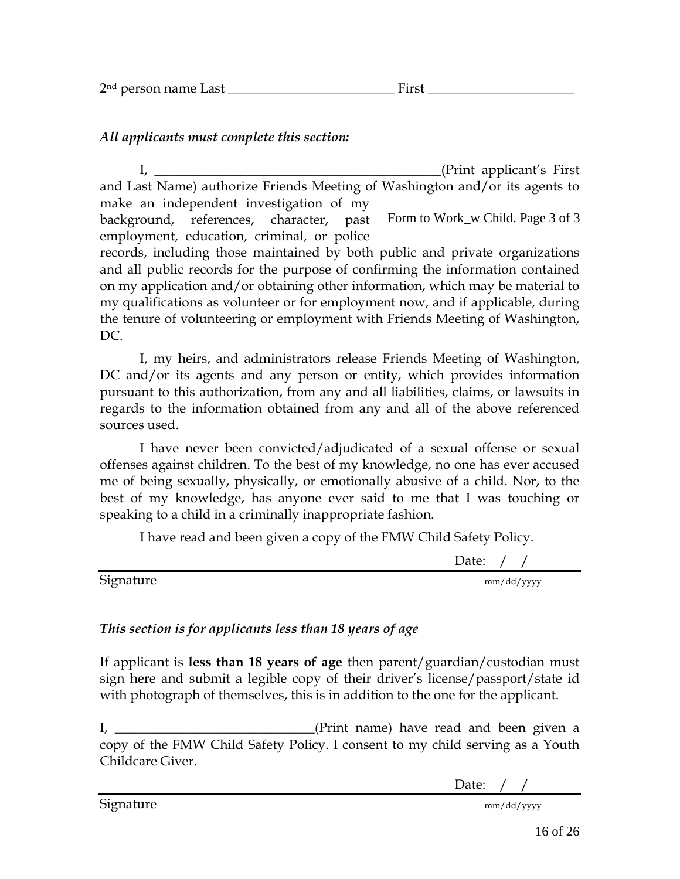2nd person name Last _________________________ First _____________________

*All applicants must complete this section:*

I, ____________________________________________(Print applicant's First and Last Name) authorize Friends Meeting of Washington and/or its agents to make an independent investigation of my background, references, character, past employment, education, criminal, or police records, including those maintained by both public and private organizations and all public records for the purpose of confirming the information contained on my application and/or obtaining other information, which may be material to my qualifications as volunteer or for employment now, and if applicable, during the tenure of volunteering or employment with Friends Meeting of Washington, DC.

Form to Work_w Child. Page 3 of 3

I, my heirs, and administrators release Friends Meeting of Washington, DC and/or its agents and any person or entity, which provides information pursuant to this authorization, from any and all liabilities, claims, or lawsuits in regards to the information obtained from any and all of the above referenced sources used.

I have never been convicted/adjudicated of a sexual offense or sexual offenses against children. To the best of my knowledge, no one has ever accused me of being sexually, physically, or emotionally abusive of a child. Nor, to the best of my knowledge, has anyone ever said to me that I was touching or speaking to a child in a criminally inappropriate fashion.

I have read and been given a copy of the FMW Child Safety Policy.

Date: / /

Signature mm/dd/yyyy

*This section is for applicants less than 18 years of age*

If applicant is **less than 18 years of age** then parent/guardian/custodian must sign here and submit a legible copy of their driver's license/passport/state id with photograph of themselves, this is in addition to the one for the applicant.

I, ______________________________(Print name) have read and been given a copy of the FMW Child Safety Policy. I consent to my child serving as a Youth Childcare Giver.

Date: / /

Signature mm/dd/yyyy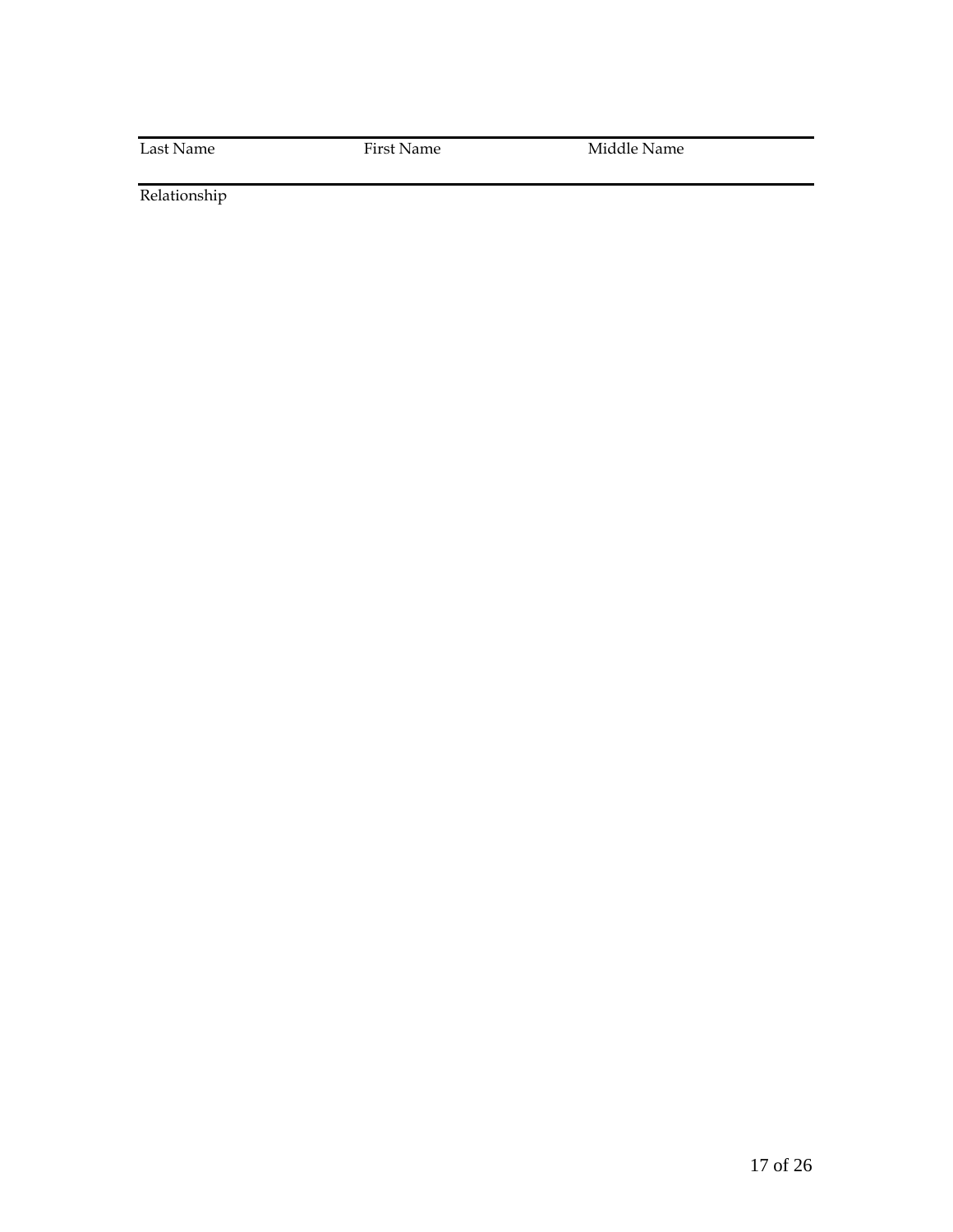| Last Name | First Name | Middle Name |
| --- | --- | --- |

Relationship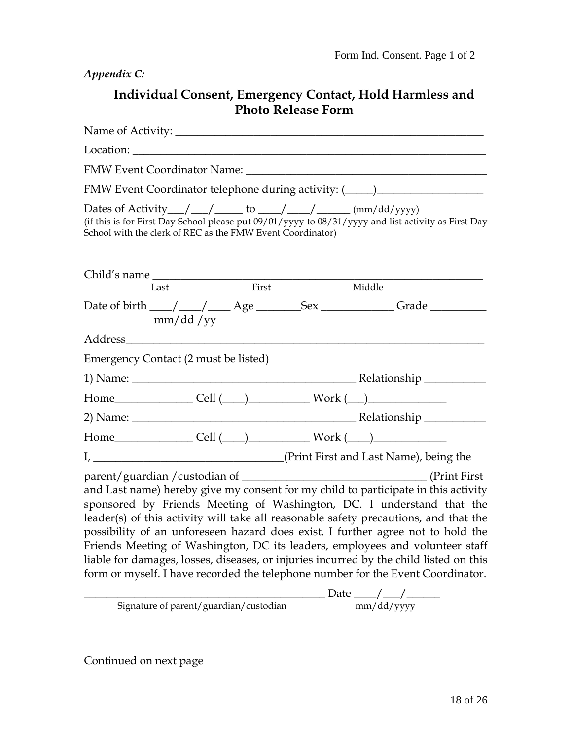*Appendix C:*

## Individual Consent, Emergency Contact, Hold Harmless and Photo Release Form

Name of Activity: ______________________________________________________

Location: ____________________________________________________________

FMW Event Coordinator Name: ________________________________________

FMW Event Coordinator telephone during activity: (_____)__________________

Dates of Activity___/___/_____ to ____/____/______ (mm/dd/yyyy)
(if this is for First Day School please put 09/01/yyyy to 08/31/yyyy and list activity as First Day School with the clerk of REC as the FMW Event Coordinator)

Child's name ___________________________________________________________
Last First Middle

Date of birth ____/____/____ Age ________Sex _____________ Grade __________
mm/dd /yy

Address______________________________________________________________

Emergency Contact (2 must be listed)

1) Name: ________________________________________ Relationship ___________

Home______________ Cell (____)___________ Work (___)______________

2) Name: ________________________________________ Relationship ___________

Home______________ Cell (____)___________ Work (____)_____________

I, _________________________________(Print First and Last Name), being the

parent/guardian /custodian of ________________________________ (Print First and Last name) hereby give my consent for my child to participate in this activity sponsored by Friends Meeting of Washington, DC. I understand that the leader(s) of this activity will take all reasonable safety precautions, and that the possibility of an unforeseen hazard does exist. I further agree not to hold the Friends Meeting of Washington, DC its leaders, employees and volunteer staff liable for damages, losses, diseases, or injuries incurred by the child listed on this form or myself. I have recorded the telephone number for the Event Coordinator.

___________________________________________ Date ____/___/______
Signature of parent/guardian/custodian mm/dd/yyyy

Continued on next page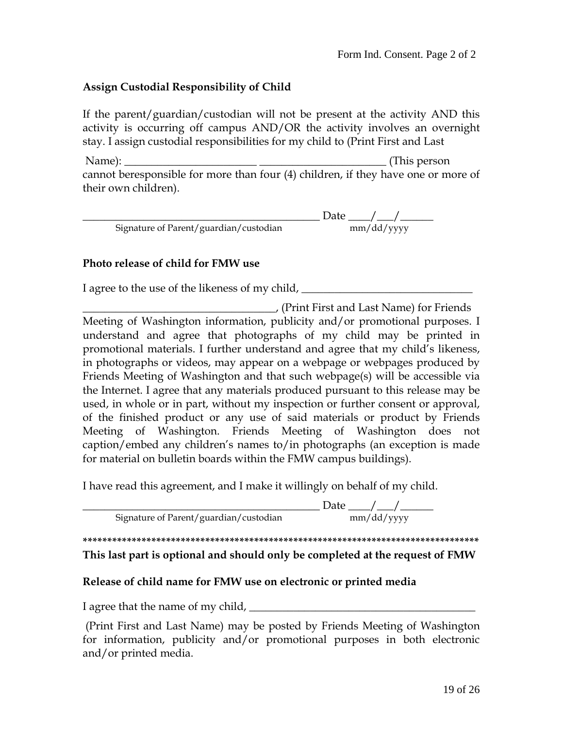Form Ind. Consent. Page 2 of 2

**Assign Custodial Responsibility of Child**

If the parent/guardian/custodian will not be present at the activity AND this activity is occurring off campus AND/OR the activity involves an overnight stay. I assign custodial responsibilities for my child to (Print First and Last

Name): ________________________ ______________________ (This person cannot beresponsible for more than four (4) children, if they have one or more of their own children).

_____________________________________________ Date ____/___/______
Signature of Parent/guardian/custodian mm/dd/yyyy

**Photo release of child for FMW use**

I agree to the use of the likeness of my child, _______________________________

__________________________________, (Print First and Last Name) for Friends Meeting of Washington information, publicity and/or promotional purposes. I understand and agree that photographs of my child may be printed in promotional materials. I further understand and agree that my child's likeness, in photographs or videos, may appear on a webpage or webpages produced by Friends Meeting of Washington and that such webpage(s) will be accessible via the Internet. I agree that any materials produced pursuant to this release may be used, in whole or in part, without my inspection or further consent or approval, of the finished product or any use of said materials or product by Friends Meeting of Washington. Friends Meeting of Washington does not caption/embed any children's names to/in photographs (an exception is made for material on bulletin boards within the FMW campus buildings).

I have read this agreement, and I make it willingly on behalf of my child.

_____________________________________________ Date ____/___/______
Signature of Parent/guardian/custodian mm/dd/yyyy

********************************************************************************

**This last part is optional and should only be completed at the request of FMW**

**Release of child name for FMW use on electronic or printed media**

I agree that the name of my child, ________________________________________

(Print First and Last Name) may be posted by Friends Meeting of Washington for information, publicity and/or promotional purposes in both electronic and/or printed media.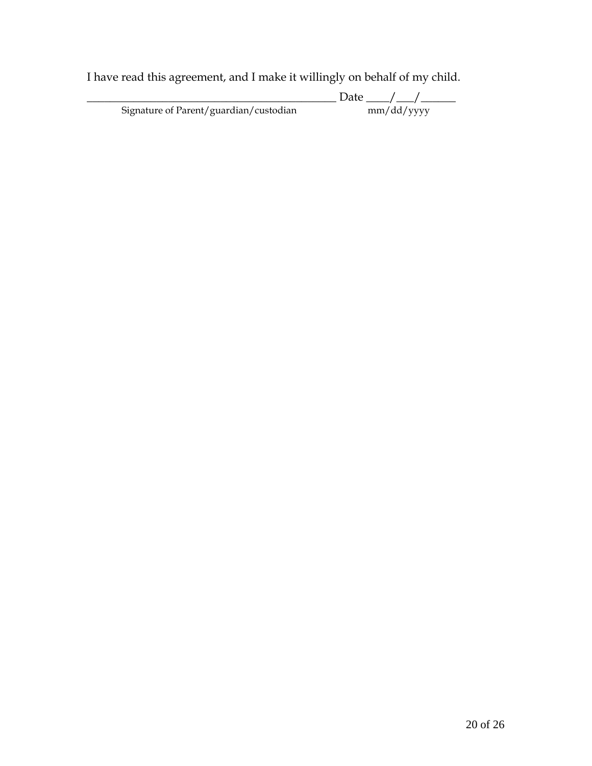I have read this agreement, and I make it willingly on behalf of my child.

_____________________________________________ Date ____/___/______

Signature of Parent/guardian/custodian                    mm/dd/yyyy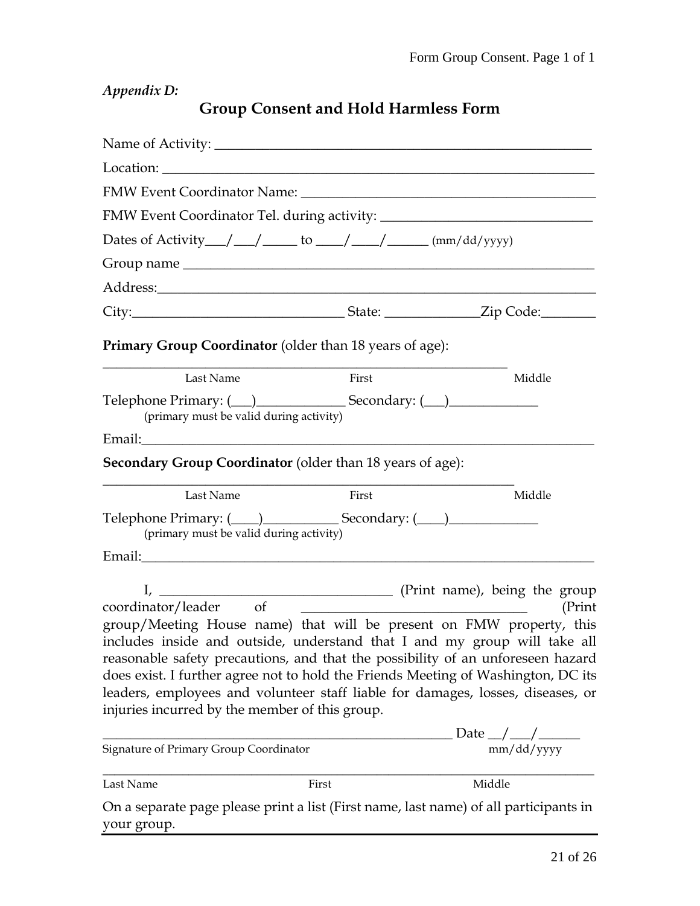*Appendix D:*

## Group Consent and Hold Harmless Form

Name of Activity: ______________________________________________________

Location: ___________________________________________________________

FMW Event Coordinator Name: ________________________________________

FMW Event Coordinator Tel. during activity: ____________________________

Dates of Activity___/___/_____ to ____/____/______ (mm/dd/yyyy)

Group name _________________________________________________________

Address:_____________________________________________________________

City:______________________________ State: _____________Zip Code:________

**Primary Group Coordinator** (older than 18 years of age):

______________________________________________________________

Last Name First Middle

Telephone Primary: (___)_____________ Secondary: (___)_____________
(primary must be valid during activity)

Email:_______________________________________________________________

**Secondary Group Coordinator** (older than 18 years of age):

______________________________________________________________

Last Name First Middle

Telephone Primary: (____)___________ Secondary: (____)_____________
(primary must be valid during activity)

Email:_______________________________________________________________

I, _________________________________ (Print name), being the group coordinator/leader of _________________________________ (Print group/Meeting House name) that will be present on FMW property, this includes inside and outside, understand that I and my group will take all reasonable safety precautions, and that the possibility of an unforeseen hazard does exist. I further agree not to hold the Friends Meeting of Washington, DC its leaders, employees and volunteer staff liable for damages, losses, diseases, or injuries incurred by the member of this group.

_____________________________________________________ Date __/___/______
Signature of Primary Group Coordinator mm/dd/yyyy

___________________________________________________________________________

Last Name First Middle

On a separate page please print a list (First name, last name) of all participants in your group.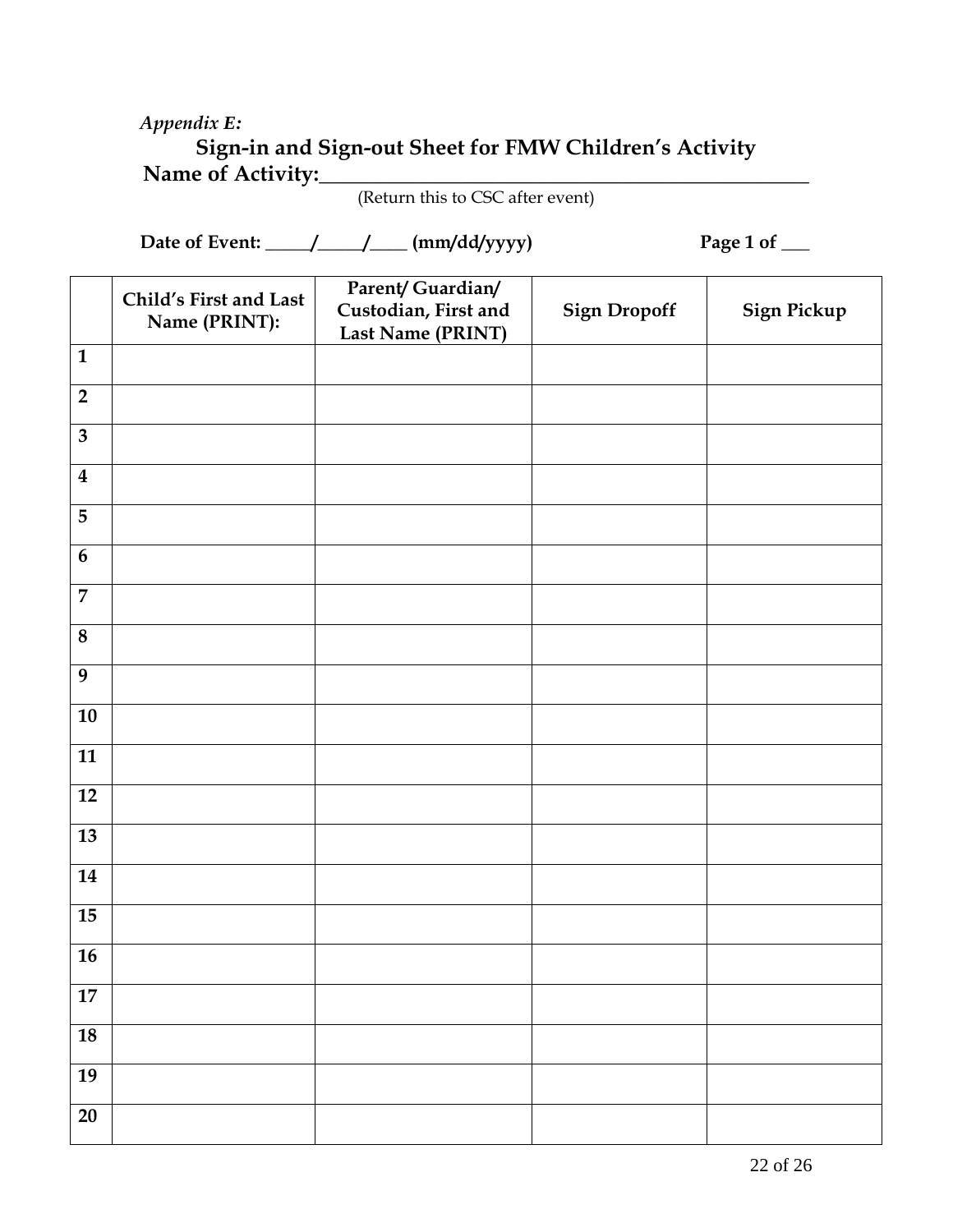*Appendix E:*

**Sign-in and Sign-out Sheet for FMW Children's Activity**

**Name of Activity:**\_\_\_\_\_\_\_\_\_\_\_\_\_\_\_\_\_\_\_\_\_\_\_\_\_\_\_\_\_\_\_\_\_\_\_\_\_\_\_\_\_\_\_\_\_\_\_\_

(Return this to CSC after event)

**Date of Event: \_\_\_\_\_/\_\_\_\_\_/\_\_\_\_ (mm/dd/yyyy)** **Page 1 of \_\_\_**

| | Child's First and Last Name (PRINT): | Parent/ Guardian/ Custodian, First and Last Name (PRINT) | Sign Dropoff | Sign Pickup |
|---|---|---|---|---|
| **1** | | | | |
| **2** | | | | |
| **3** | | | | |
| **4** | | | | |
| **5** | | | | |
| **6** | | | | |
| **7** | | | | |
| **8** | | | | |
| **9** | | | | |
| **10** | | | | |
| **11** | | | | |
| **12** | | | | |
| **13** | | | | |
| **14** | | | | |
| **15** | | | | |
| **16** | | | | |
| **17** | | | | |
| **18** | | | | |
| **19** | | | | |
| **20** | | | | |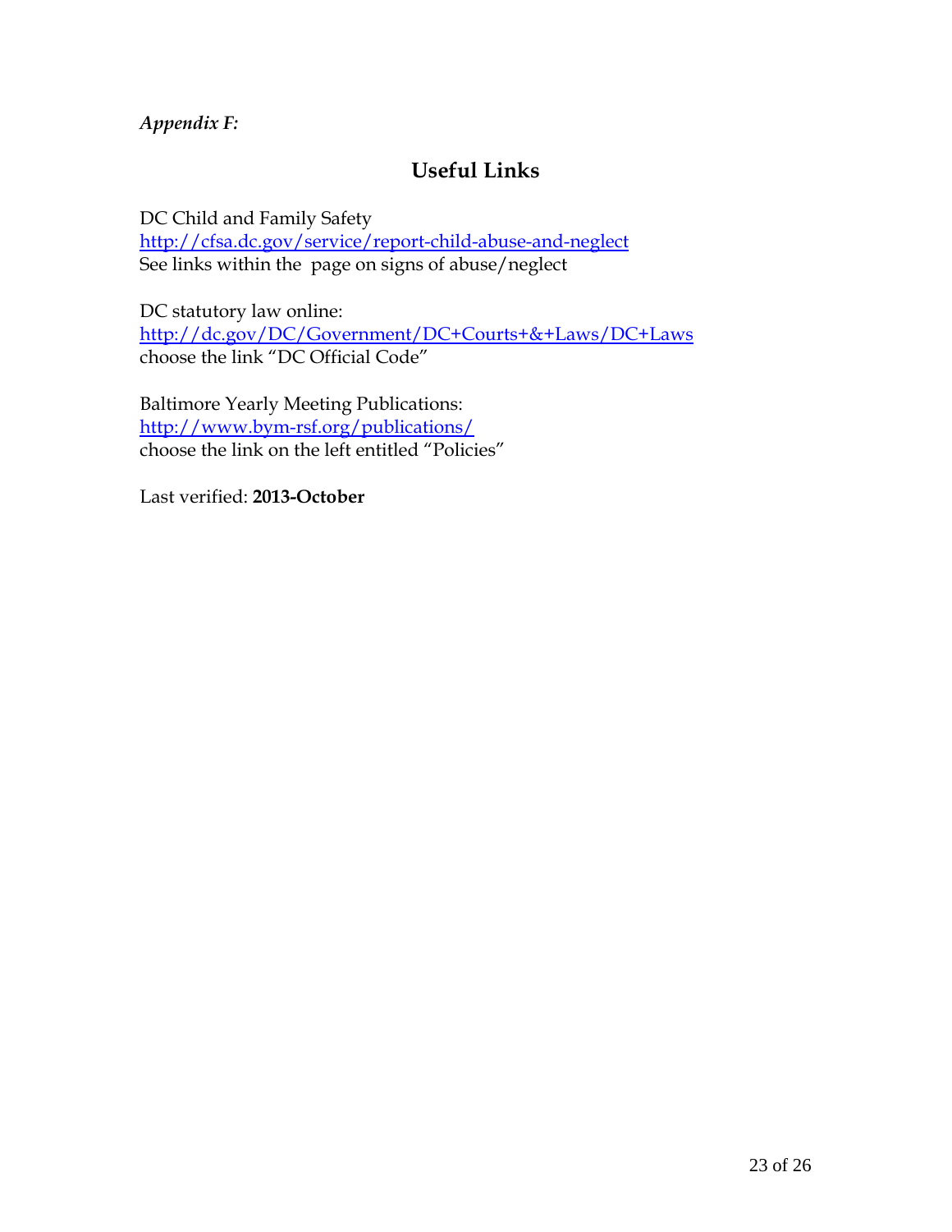*Appendix F:*

## Useful Links

DC Child and Family Safety  
http://cfsa.dc.gov/service/report-child-abuse-and-neglect  
See links within the page on signs of abuse/neglect

DC statutory law online:  
http://dc.gov/DC/Government/DC+Courts+&+Laws/DC+Laws  
choose the link "DC Official Code"

Baltimore Yearly Meeting Publications:  
http://www.bym-rsf.org/publications/  
choose the link on the left entitled "Policies"

Last verified: **2013-October**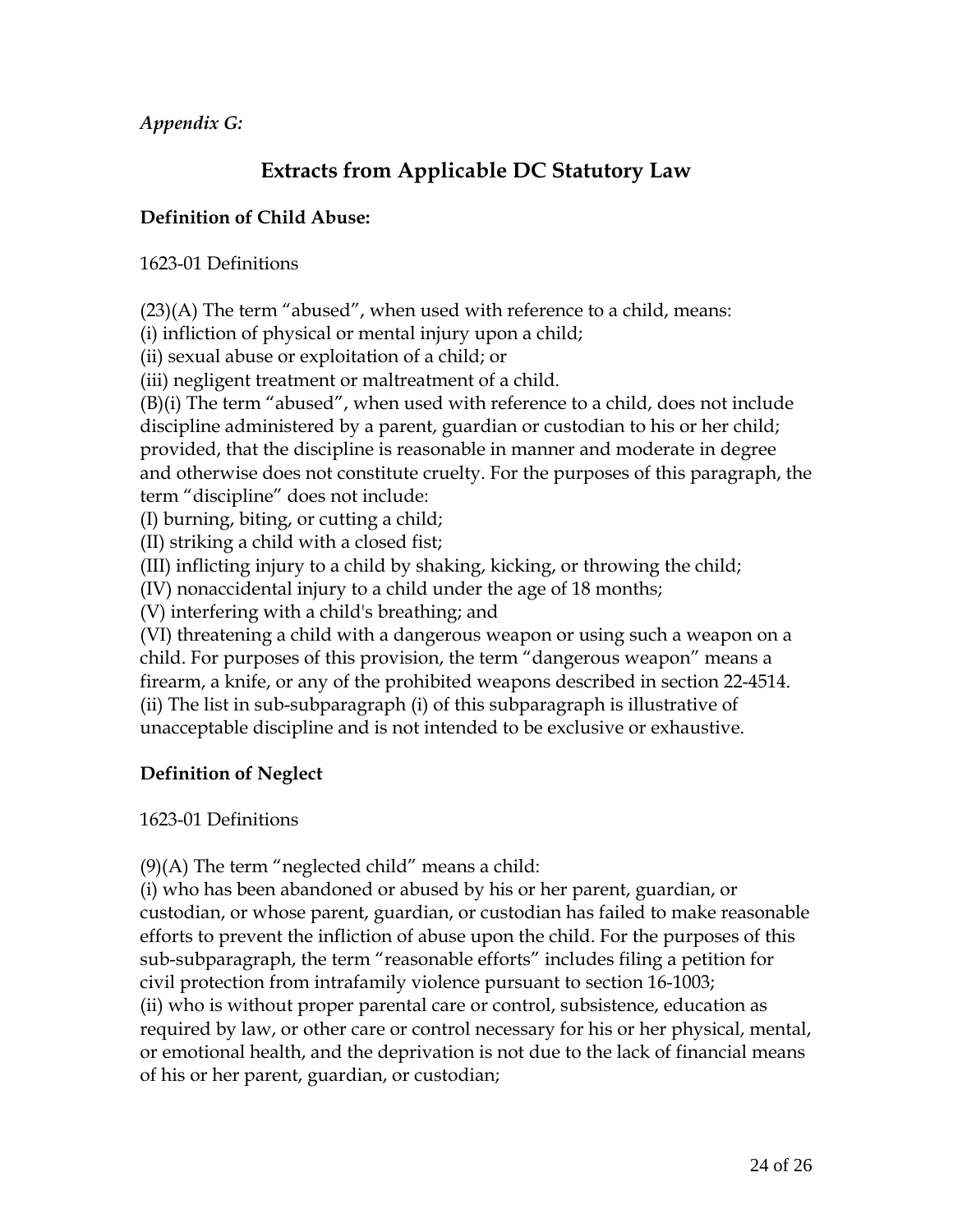*Appendix G:*

## Extracts from Applicable DC Statutory Law

**Definition of Child Abuse:**

1623-01 Definitions

(23)(A) The term “abused”, when used with reference to a child, means:
(i) infliction of physical or mental injury upon a child;
(ii) sexual abuse or exploitation of a child; or
(iii) negligent treatment or maltreatment of a child.
(B)(i) The term “abused”, when used with reference to a child, does not include discipline administered by a parent, guardian or custodian to his or her child; provided, that the discipline is reasonable in manner and moderate in degree and otherwise does not constitute cruelty. For the purposes of this paragraph, the term “discipline” does not include:
(I) burning, biting, or cutting a child;
(II) striking a child with a closed fist;
(III) inflicting injury to a child by shaking, kicking, or throwing the child;
(IV) nonaccidental injury to a child under the age of 18 months;
(V) interfering with a child's breathing; and
(VI) threatening a child with a dangerous weapon or using such a weapon on a child. For purposes of this provision, the term “dangerous weapon” means a firearm, a knife, or any of the prohibited weapons described in section 22-4514.
(ii) The list in sub-subparagraph (i) of this subparagraph is illustrative of unacceptable discipline and is not intended to be exclusive or exhaustive.

**Definition of Neglect**

1623-01 Definitions

(9)(A) The term “neglected child” means a child:
(i) who has been abandoned or abused by his or her parent, guardian, or custodian, or whose parent, guardian, or custodian has failed to make reasonable efforts to prevent the infliction of abuse upon the child. For the purposes of this sub-subparagraph, the term “reasonable efforts” includes filing a petition for civil protection from intrafamily violence pursuant to section 16-1003;
(ii) who is without proper parental care or control, subsistence, education as required by law, or other care or control necessary for his or her physical, mental, or emotional health, and the deprivation is not due to the lack of financial means of his or her parent, guardian, or custodian;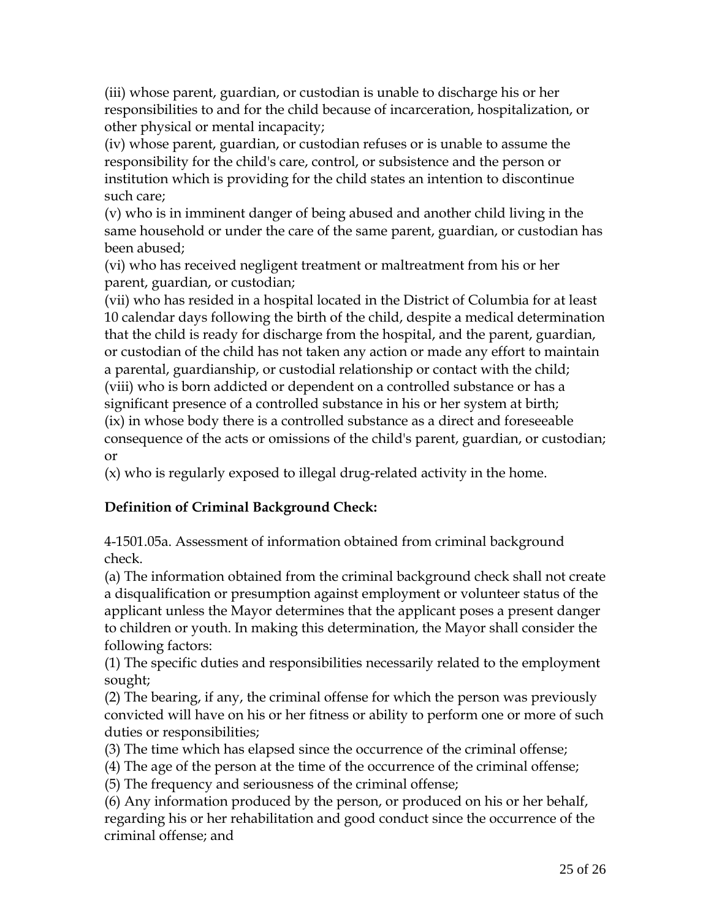(iii) whose parent, guardian, or custodian is unable to discharge his or her responsibilities to and for the child because of incarceration, hospitalization, or other physical or mental incapacity;

(iv) whose parent, guardian, or custodian refuses or is unable to assume the responsibility for the child's care, control, or subsistence and the person or institution which is providing for the child states an intention to discontinue such care;

(v) who is in imminent danger of being abused and another child living in the same household or under the care of the same parent, guardian, or custodian has been abused;

(vi) who has received negligent treatment or maltreatment from his or her parent, guardian, or custodian;

(vii) who has resided in a hospital located in the District of Columbia for at least 10 calendar days following the birth of the child, despite a medical determination that the child is ready for discharge from the hospital, and the parent, guardian, or custodian of the child has not taken any action or made any effort to maintain a parental, guardianship, or custodial relationship or contact with the child;

(viii) who is born addicted or dependent on a controlled substance or has a significant presence of a controlled substance in his or her system at birth;

(ix) in whose body there is a controlled substance as a direct and foreseeable consequence of the acts or omissions of the child's parent, guardian, or custodian; or

(x) who is regularly exposed to illegal drug-related activity in the home.

**Definition of Criminal Background Check:**

4-1501.05a. Assessment of information obtained from criminal background check.

(a) The information obtained from the criminal background check shall not create a disqualification or presumption against employment or volunteer status of the applicant unless the Mayor determines that the applicant poses a present danger to children or youth. In making this determination, the Mayor shall consider the following factors:

(1) The specific duties and responsibilities necessarily related to the employment sought;

(2) The bearing, if any, the criminal offense for which the person was previously convicted will have on his or her fitness or ability to perform one or more of such duties or responsibilities;

(3) The time which has elapsed since the occurrence of the criminal offense;

(4) The age of the person at the time of the occurrence of the criminal offense;

(5) The frequency and seriousness of the criminal offense;

(6) Any information produced by the person, or produced on his or her behalf, regarding his or her rehabilitation and good conduct since the occurrence of the criminal offense; and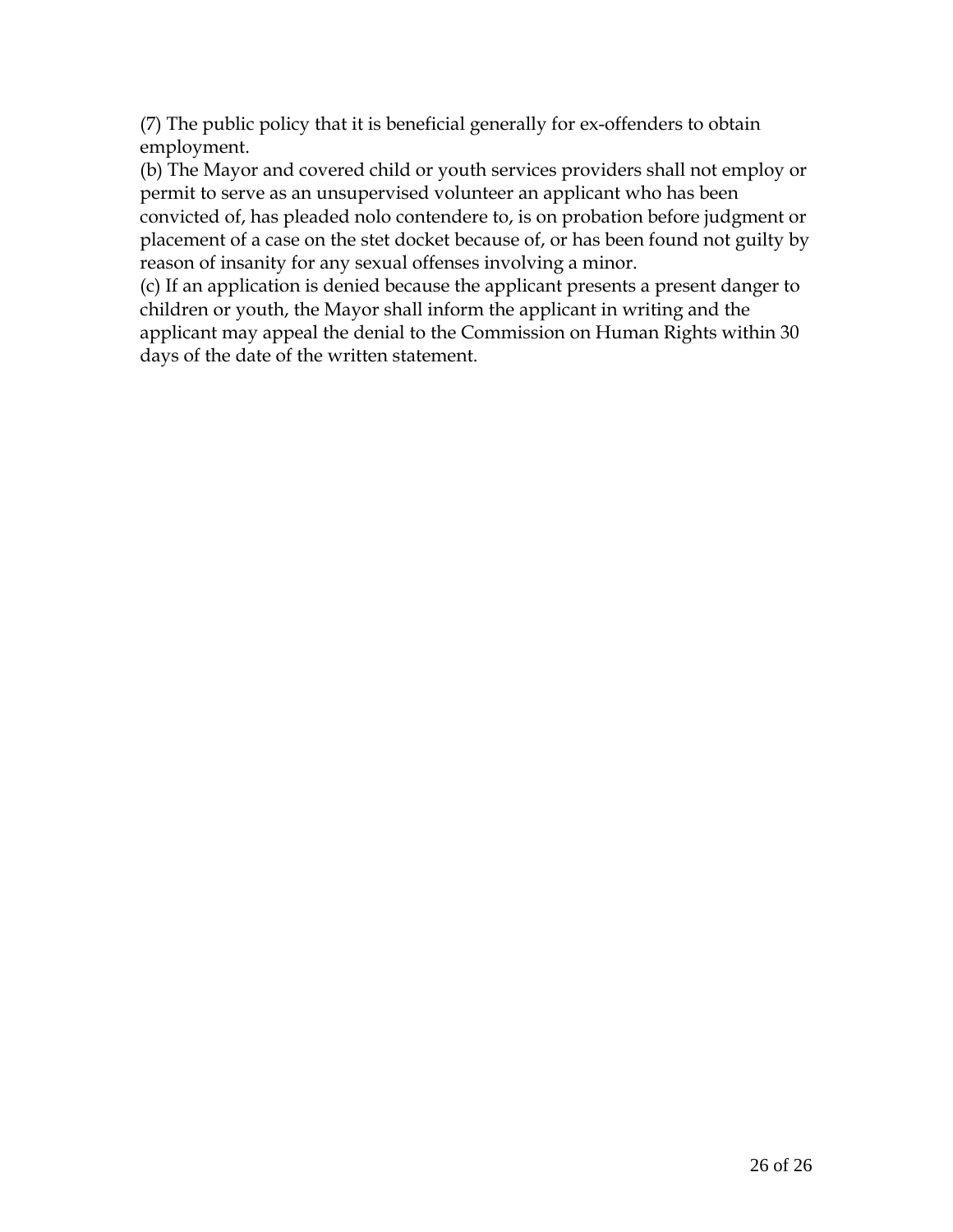(7) The public policy that it is beneficial generally for ex-offenders to obtain employment.

(b) The Mayor and covered child or youth services providers shall not employ or permit to serve as an unsupervised volunteer an applicant who has been convicted of, has pleaded nolo contendere to, is on probation before judgment or placement of a case on the stet docket because of, or has been found not guilty by reason of insanity for any sexual offenses involving a minor.

(c) If an application is denied because the applicant presents a present danger to children or youth, the Mayor shall inform the applicant in writing and the applicant may appeal the denial to the Commission on Human Rights within 30 days of the date of the written statement.